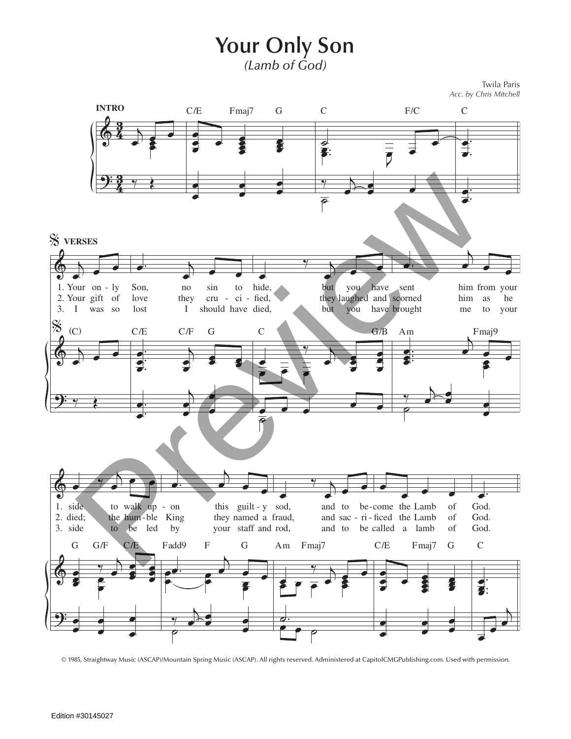# Your Only Son

*(Lamb of God)*

Twila Paris
*Acc. by Chris Mitchell*

**INTRO**

C/E Fmaj7 G C F/C C

**VERSES**

(C) C/E C/F G C G/B Am Fmaj9

1. Your on - ly Son, no sin to hide, but you have sent him from your
2. Your gift of love they cru - ci - fied, they laughed and scorned him as he
3. I was so lost I should have died, but you have brought me to your

G G/F C/E Fadd9 F G Am Fmaj7 C/E Fmaj7 G C

1. side to walk up - on this guilt - y sod, and to be - come the Lamb of God.
2. died; the hum - ble King they named a fraud, and sac - ri - ficed the Lamb of God.
3. side to be led by your staff and rod, and to be called a lamb of God.

© 1985, Straightway Music (ASCAP)/Mountain Spring Music (ASCAP). All rights reserved. Administered at CapitolCMGPublishing.com. Used with permission.

Edition #30145027